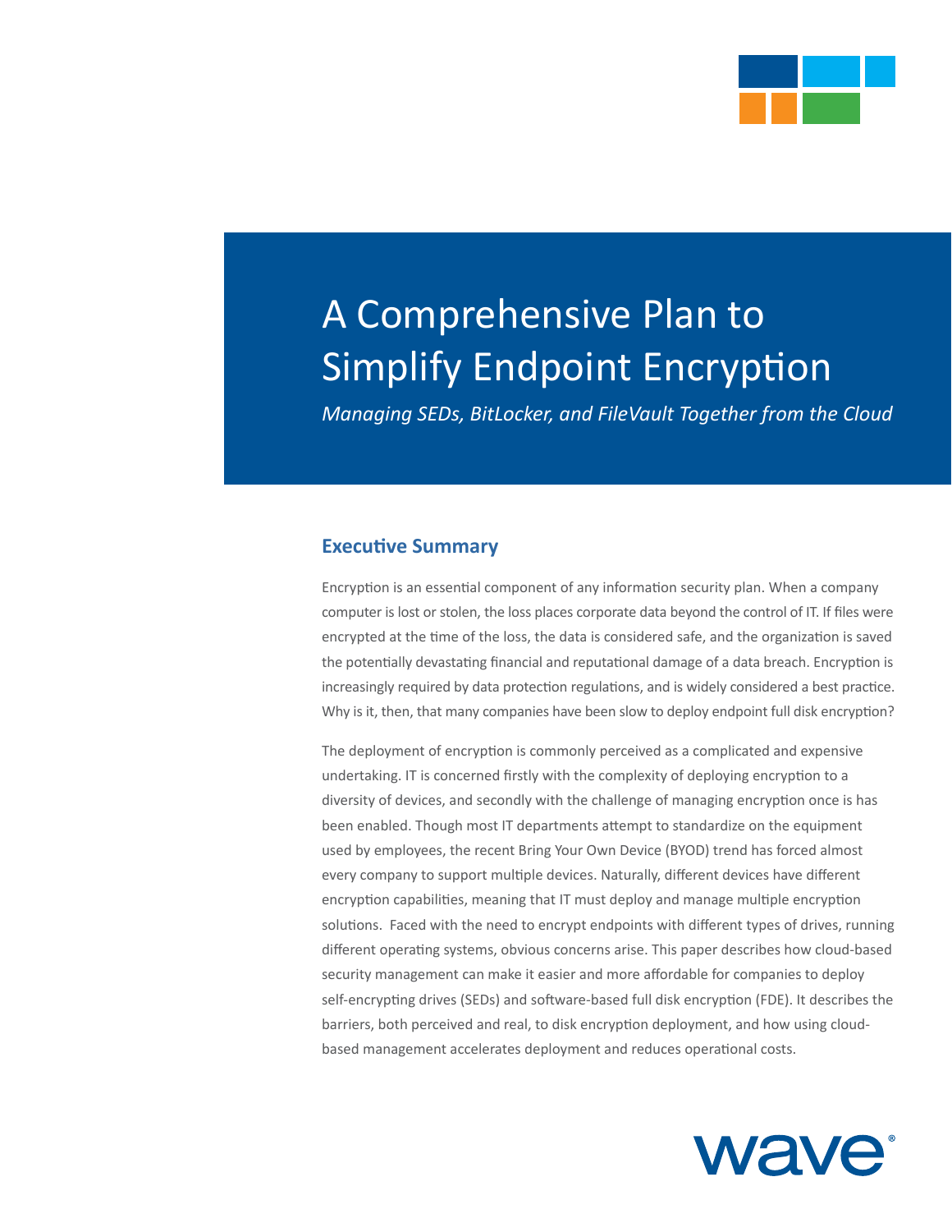# A Comprehensive Plan to Simplify Endpoint Encryption

*Managing SEDs, BitLocker, and FileVault Together from the Cloud*

## Executive Summary

Encryption is an essential component of any information security plan. When a company computer is lost or stolen, the loss places corporate data beyond the control of IT. If files were encrypted at the time of the loss, the data is considered safe, and the organization is saved the potentially devastating financial and reputational damage of a data breach. Encryption is increasingly required by data protection regulations, and is widely considered a best practice. Why is it, then, that many companies have been slow to deploy endpoint full disk encryption?

The deployment of encryption is commonly perceived as a complicated and expensive undertaking. IT is concerned firstly with the complexity of deploying encryption to a diversity of devices, and secondly with the challenge of managing encryption once is has been enabled. Though most IT departments attempt to standardize on the equipment used by employees, the recent Bring Your Own Device (BYOD) trend has forced almost every company to support multiple devices. Naturally, different devices have different encryption capabilities, meaning that IT must deploy and manage multiple encryption solutions. Faced with the need to encrypt endpoints with different types of drives, running different operating systems, obvious concerns arise. This paper describes how cloud-based security management can make it easier and more affordable for companies to deploy self-encrypting drives (SEDs) and software-based full disk encryption (FDE). It describes the barriers, both perceived and real, to disk encryption deployment, and how using cloud-based management accelerates deployment and reduces operational costs.

wave®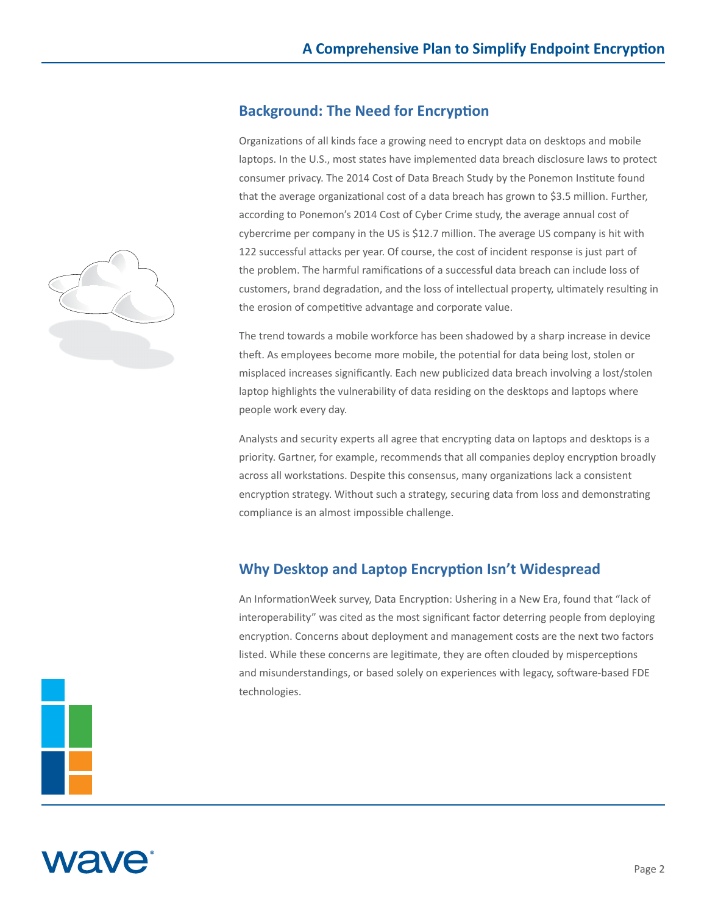## Background: The Need for Encryption

Organizations of all kinds face a growing need to encrypt data on desktops and mobile laptops. In the U.S., most states have implemented data breach disclosure laws to protect consumer privacy. The 2014 Cost of Data Breach Study by the Ponemon Institute found that the average organizational cost of a data breach has grown to $3.5 million. Further, according to Ponemon's 2014 Cost of Cyber Crime study, the average annual cost of cybercrime per company in the US is $12.7 million. The average US company is hit with 122 successful attacks per year. Of course, the cost of incident response is just part of the problem. The harmful ramifications of a successful data breach can include loss of customers, brand degradation, and the loss of intellectual property, ultimately resulting in the erosion of competitive advantage and corporate value.

The trend towards a mobile workforce has been shadowed by a sharp increase in device theft. As employees become more mobile, the potential for data being lost, stolen or misplaced increases significantly. Each new publicized data breach involving a lost/stolen laptop highlights the vulnerability of data residing on the desktops and laptops where people work every day.

Analysts and security experts all agree that encrypting data on laptops and desktops is a priority. Gartner, for example, recommends that all companies deploy encryption broadly across all workstations. Despite this consensus, many organizations lack a consistent encryption strategy. Without such a strategy, securing data from loss and demonstrating compliance is an almost impossible challenge.

## Why Desktop and Laptop Encryption Isn't Widespread

An InformationWeek survey, Data Encryption: Ushering in a New Era, found that "lack of interoperability" was cited as the most significant factor deterring people from deploying encryption. Concerns about deployment and management costs are the next two factors listed. While these concerns are legitimate, they are often clouded by misperceptions and misunderstandings, or based solely on experiences with legacy, software-based FDE technologies.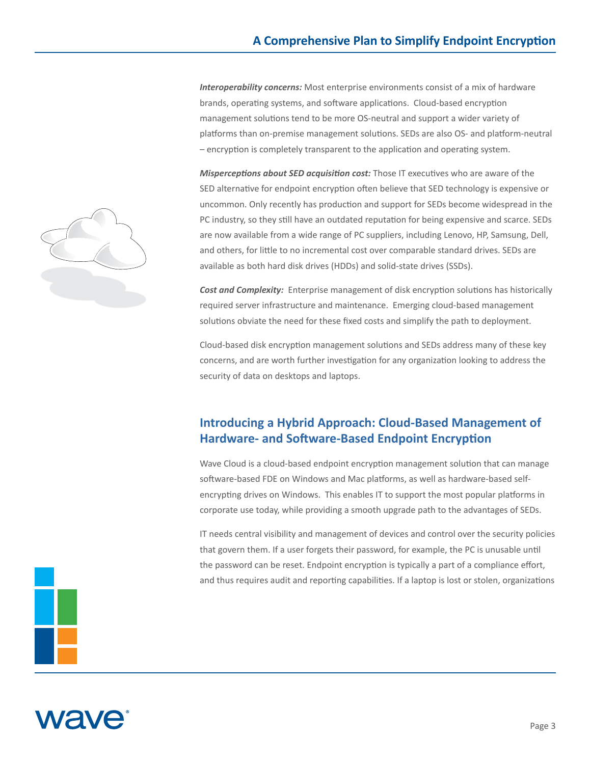***Interoperability concerns:*** Most enterprise environments consist of a mix of hardware brands, operating systems, and software applications. Cloud-based encryption management solutions tend to be more OS-neutral and support a wider variety of platforms than on-premise management solutions. SEDs are also OS- and platform-neutral – encryption is completely transparent to the application and operating system.

***Misperceptions about SED acquisition cost:*** Those IT executives who are aware of the SED alternative for endpoint encryption often believe that SED technology is expensive or uncommon. Only recently has production and support for SEDs become widespread in the PC industry, so they still have an outdated reputation for being expensive and scarce. SEDs are now available from a wide range of PC suppliers, including Lenovo, HP, Samsung, Dell, and others, for little to no incremental cost over comparable standard drives. SEDs are available as both hard disk drives (HDDs) and solid-state drives (SSDs).

***Cost and Complexity:*** Enterprise management of disk encryption solutions has historically required server infrastructure and maintenance. Emerging cloud-based management solutions obviate the need for these fixed costs and simplify the path to deployment.

Cloud-based disk encryption management solutions and SEDs address many of these key concerns, and are worth further investigation for any organization looking to address the security of data on desktops and laptops.

## Introducing a Hybrid Approach: Cloud-Based Management of Hardware- and Software-Based Endpoint Encryption

Wave Cloud is a cloud-based endpoint encryption management solution that can manage software-based FDE on Windows and Mac platforms, as well as hardware-based self-encrypting drives on Windows. This enables IT to support the most popular platforms in corporate use today, while providing a smooth upgrade path to the advantages of SEDs.

IT needs central visibility and management of devices and control over the security policies that govern them. If a user forgets their password, for example, the PC is unusable until the password can be reset. Endpoint encryption is typically a part of a compliance effort, and thus requires audit and reporting capabilities. If a laptop is lost or stolen, organizations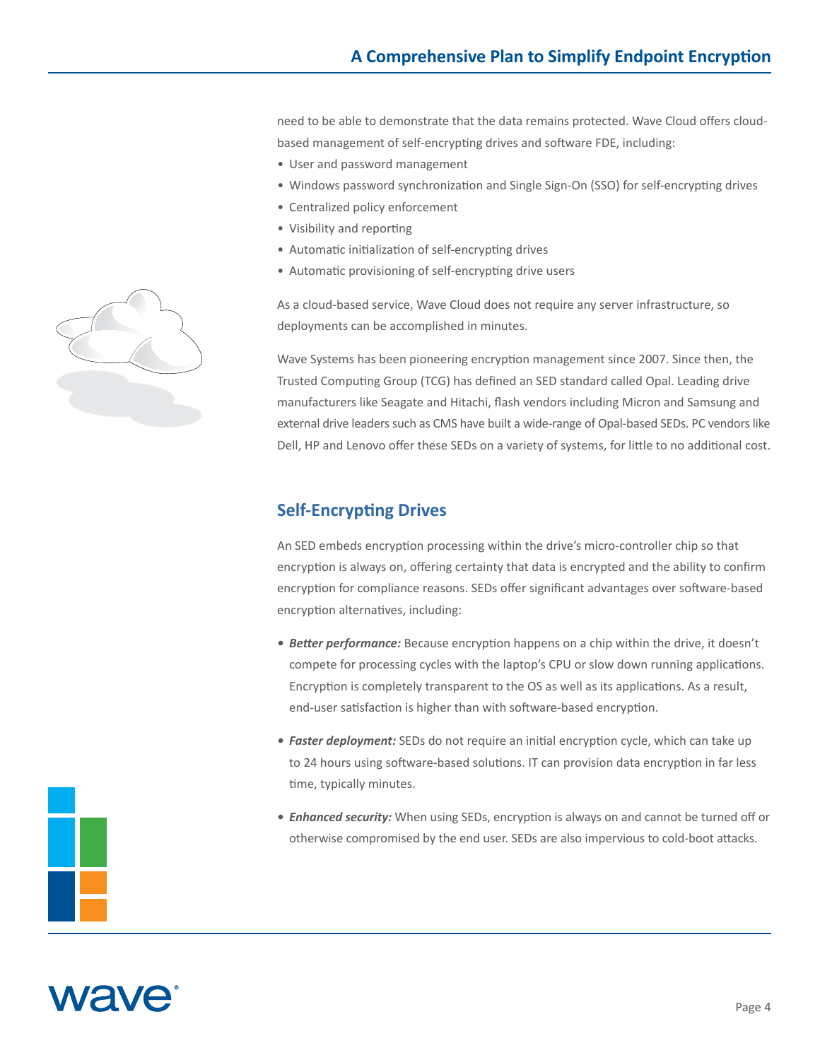need to be able to demonstrate that the data remains protected. Wave Cloud offers cloud-based management of self-encrypting drives and software FDE, including:

- User and password management
- Windows password synchronization and Single Sign-On (SSO) for self-encrypting drives
- Centralized policy enforcement
- Visibility and reporting
- Automatic initialization of self-encrypting drives
- Automatic provisioning of self-encrypting drive users

As a cloud-based service, Wave Cloud does not require any server infrastructure, so deployments can be accomplished in minutes.

Wave Systems has been pioneering encryption management since 2007. Since then, the Trusted Computing Group (TCG) has defined an SED standard called Opal. Leading drive manufacturers like Seagate and Hitachi, flash vendors including Micron and Samsung and external drive leaders such as CMS have built a wide-range of Opal-based SEDs. PC vendors like Dell, HP and Lenovo offer these SEDs on a variety of systems, for little to no additional cost.

## Self-Encrypting Drives

An SED embeds encryption processing within the drive's micro-controller chip so that encryption is always on, offering certainty that data is encrypted and the ability to confirm encryption for compliance reasons. SEDs offer significant advantages over software-based encryption alternatives, including:

- ***Better performance:*** Because encryption happens on a chip within the drive, it doesn't compete for processing cycles with the laptop's CPU or slow down running applications. Encryption is completely transparent to the OS as well as its applications. As a result, end-user satisfaction is higher than with software-based encryption.

- ***Faster deployment:*** SEDs do not require an initial encryption cycle, which can take up to 24 hours using software-based solutions. IT can provision data encryption in far less time, typically minutes.

- ***Enhanced security:*** When using SEDs, encryption is always on and cannot be turned off or otherwise compromised by the end user. SEDs are also impervious to cold-boot attacks.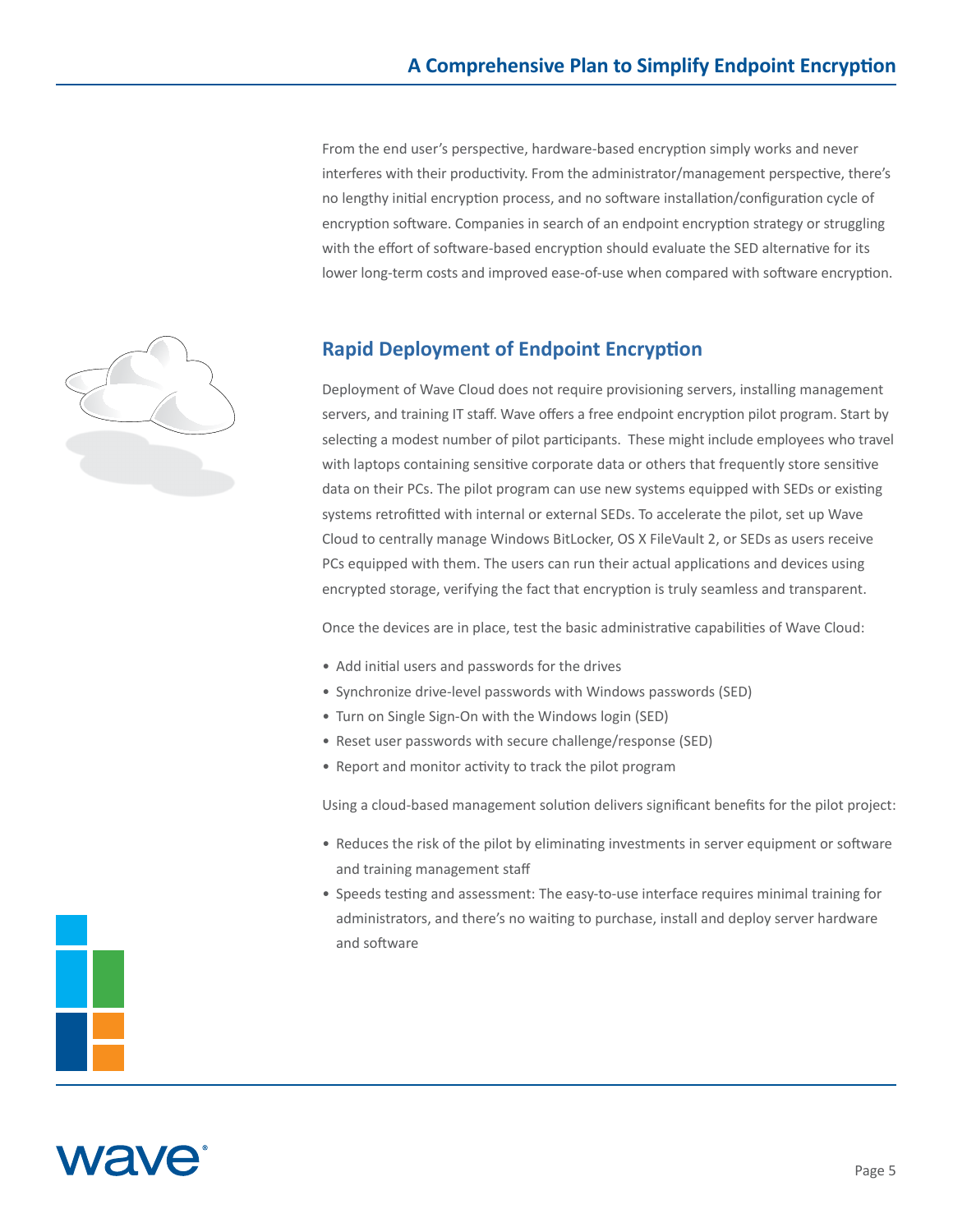From the end user's perspective, hardware-based encryption simply works and never interferes with their productivity. From the administrator/management perspective, there's no lengthy initial encryption process, and no software installation/configuration cycle of encryption software. Companies in search of an endpoint encryption strategy or struggling with the effort of software-based encryption should evaluate the SED alternative for its lower long-term costs and improved ease-of-use when compared with software encryption.

## Rapid Deployment of Endpoint Encryption

Deployment of Wave Cloud does not require provisioning servers, installing management servers, and training IT staff. Wave offers a free endpoint encryption pilot program. Start by selecting a modest number of pilot participants. These might include employees who travel with laptops containing sensitive corporate data or others that frequently store sensitive data on their PCs. The pilot program can use new systems equipped with SEDs or existing systems retrofitted with internal or external SEDs. To accelerate the pilot, set up Wave Cloud to centrally manage Windows BitLocker, OS X FileVault 2, or SEDs as users receive PCs equipped with them. The users can run their actual applications and devices using encrypted storage, verifying the fact that encryption is truly seamless and transparent.

Once the devices are in place, test the basic administrative capabilities of Wave Cloud:

- Add initial users and passwords for the drives
- Synchronize drive-level passwords with Windows passwords (SED)
- Turn on Single Sign-On with the Windows login (SED)
- Reset user passwords with secure challenge/response (SED)
- Report and monitor activity to track the pilot program

Using a cloud-based management solution delivers significant benefits for the pilot project:

- Reduces the risk of the pilot by eliminating investments in server equipment or software and training management staff
- Speeds testing and assessment: The easy-to-use interface requires minimal training for administrators, and there's no waiting to purchase, install and deploy server hardware and software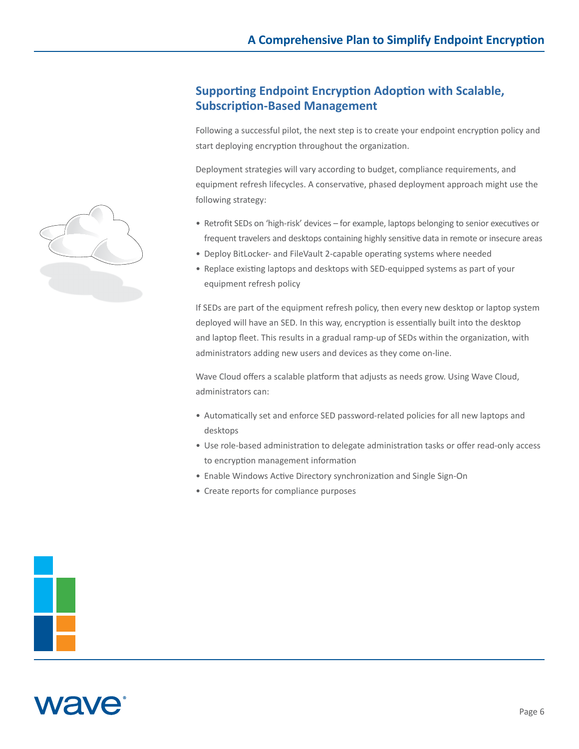## Supporting Endpoint Encryption Adoption with Scalable, Subscription-Based Management

Following a successful pilot, the next step is to create your endpoint encryption policy and start deploying encryption throughout the organization.

Deployment strategies will vary according to budget, compliance requirements, and equipment refresh lifecycles. A conservative, phased deployment approach might use the following strategy:

- Retrofit SEDs on 'high-risk' devices – for example, laptops belonging to senior executives or frequent travelers and desktops containing highly sensitive data in remote or insecure areas
- Deploy BitLocker- and FileVault 2-capable operating systems where needed
- Replace existing laptops and desktops with SED-equipped systems as part of your equipment refresh policy

If SEDs are part of the equipment refresh policy, then every new desktop or laptop system deployed will have an SED. In this way, encryption is essentially built into the desktop and laptop fleet. This results in a gradual ramp-up of SEDs within the organization, with administrators adding new users and devices as they come on-line.

Wave Cloud offers a scalable platform that adjusts as needs grow. Using Wave Cloud, administrators can:

- Automatically set and enforce SED password-related policies for all new laptops and desktops
- Use role-based administration to delegate administration tasks or offer read-only access to encryption management information
- Enable Windows Active Directory synchronization and Single Sign-On
- Create reports for compliance purposes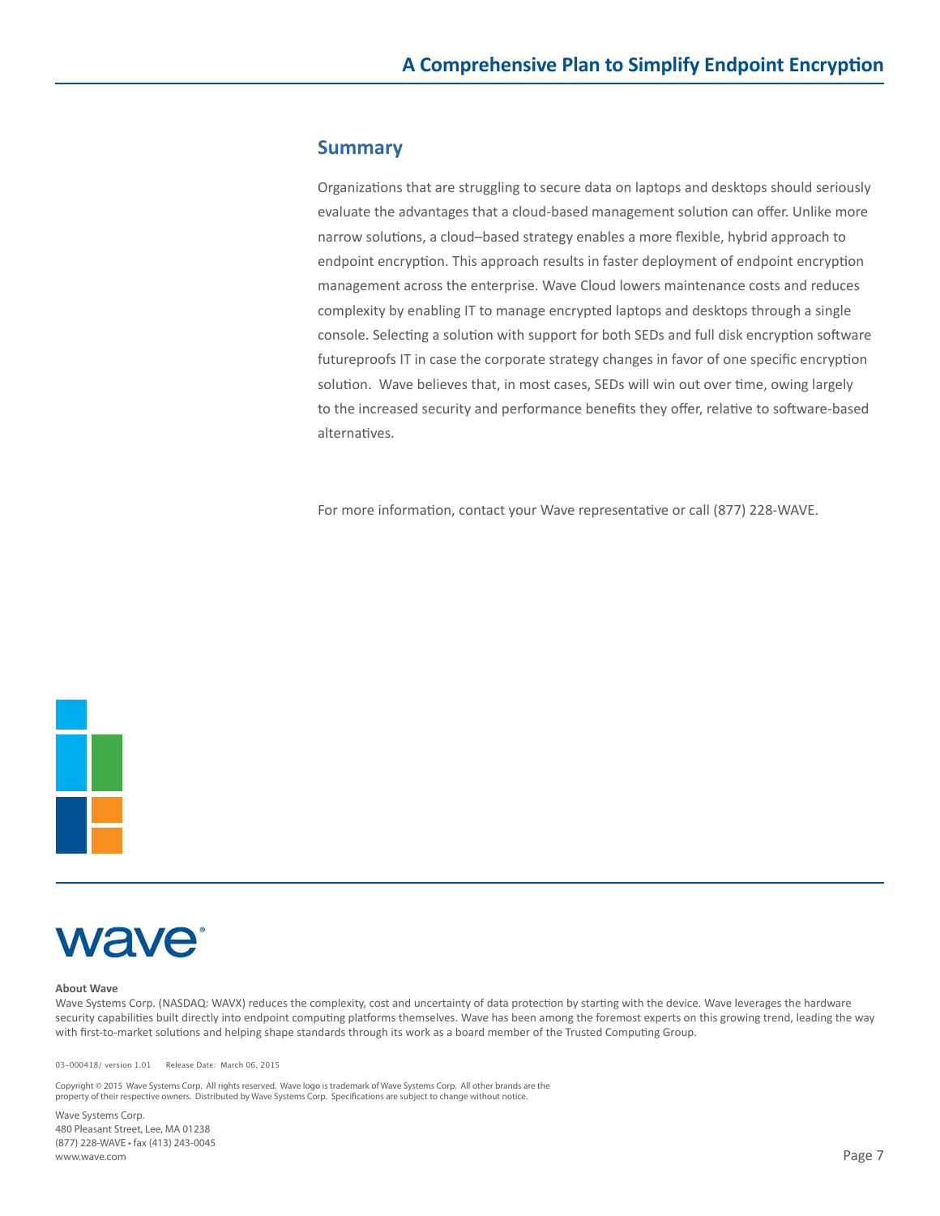## Summary

Organizations that are struggling to secure data on laptops and desktops should seriously evaluate the advantages that a cloud-based management solution can offer. Unlike more narrow solutions, a cloud–based strategy enables a more flexible, hybrid approach to endpoint encryption. This approach results in faster deployment of endpoint encryption management across the enterprise. Wave Cloud lowers maintenance costs and reduces complexity by enabling IT to manage encrypted laptops and desktops through a single console. Selecting a solution with support for both SEDs and full disk encryption software futureproofs IT in case the corporate strategy changes in favor of one specific encryption solution. Wave believes that, in most cases, SEDs will win out over time, owing largely to the increased security and performance benefits they offer, relative to software-based alternatives.

For more information, contact your Wave representative or call (877) 228-WAVE.

wave®

**About Wave**

Wave Systems Corp. (NASDAQ: WAVX) reduces the complexity, cost and uncertainty of data protection by starting with the device. Wave leverages the hardware security capabilities built directly into endpoint computing platforms themselves. Wave has been among the foremost experts on this growing trend, leading the way with first-to-market solutions and helping shape standards through its work as a board member of the Trusted Computing Group.

03-000418/ version 1.01     Release Date: March 06, 2015

Copyright © 2015 Wave Systems Corp. All rights reserved. Wave logo is trademark of Wave Systems Corp. All other brands are the property of their respective owners. Distributed by Wave Systems Corp. Specifications are subject to change without notice.

Wave Systems Corp.
480 Pleasant Street, Lee, MA 01238
(877) 228-WAVE • fax (413) 243-0045
www.wave.com